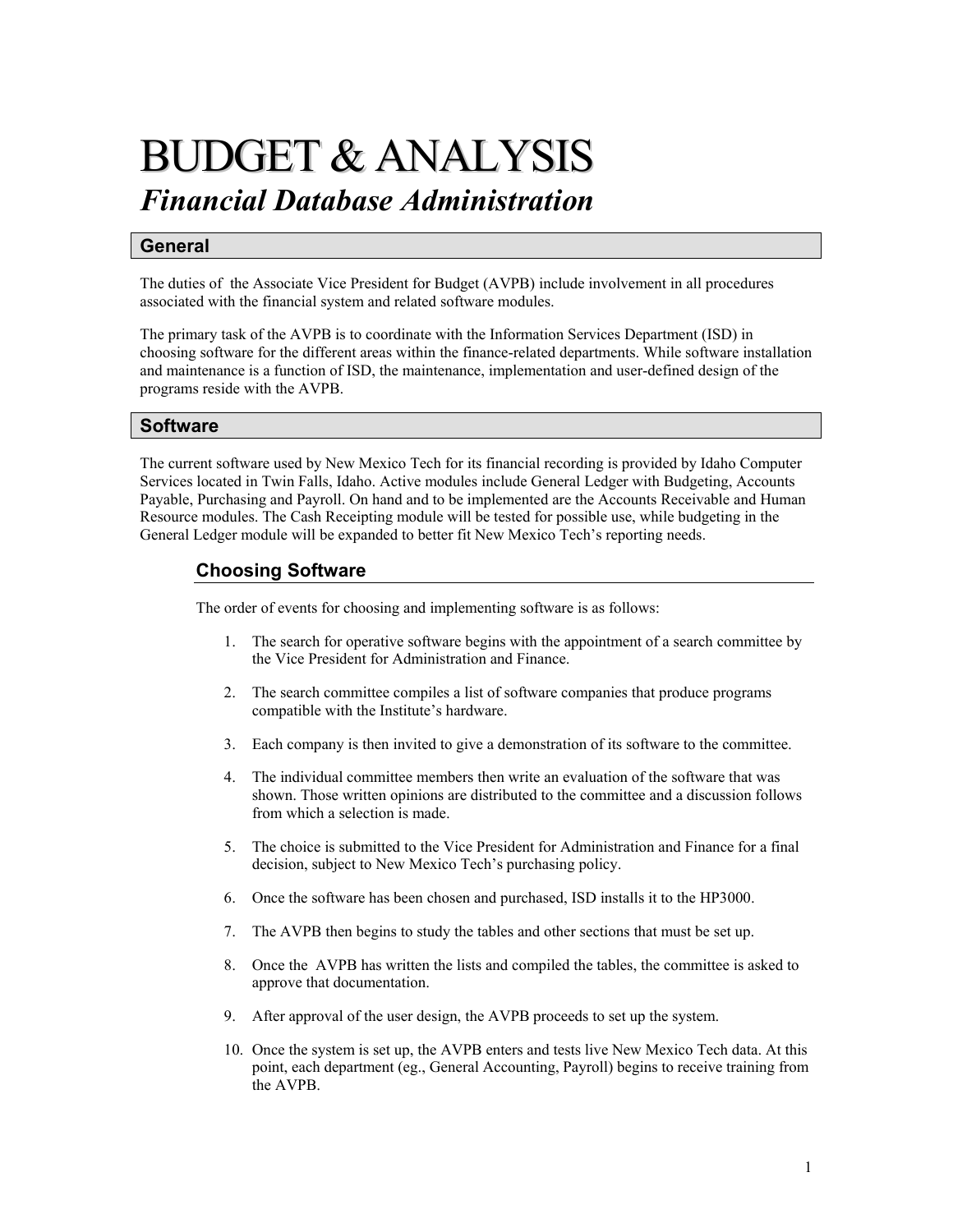# BUDGET & ANALYSIS

## *Financial Database Administration*

## General

The duties of the Associate Vice President for Budget (AVPB) include involvement in all procedures associated with the financial system and related software modules.

The primary task of the AVPB is to coordinate with the Information Services Department (ISD) in choosing software for the different areas within the finance-related departments. While software installation and maintenance is a function of ISD, the maintenance, implementation and user-defined design of the programs reside with the AVPB.

## Software

The current software used by New Mexico Tech for its financial recording is provided by Idaho Computer Services located in Twin Falls, Idaho. Active modules include General Ledger with Budgeting, Accounts Payable, Purchasing and Payroll. On hand and to be implemented are the Accounts Receivable and Human Resource modules. The Cash Receipting module will be tested for possible use, while budgeting in the General Ledger module will be expanded to better fit New Mexico Tech's reporting needs.

### Choosing Software

The order of events for choosing and implementing software is as follows:

1. The search for operative software begins with the appointment of a search committee by the Vice President for Administration and Finance.

2. The search committee compiles a list of software companies that produce programs compatible with the Institute's hardware.

3. Each company is then invited to give a demonstration of its software to the committee.

4. The individual committee members then write an evaluation of the software that was shown. Those written opinions are distributed to the committee and a discussion follows from which a selection is made.

5. The choice is submitted to the Vice President for Administration and Finance for a final decision, subject to New Mexico Tech's purchasing policy.

6. Once the software has been chosen and purchased, ISD installs it to the HP3000.

7. The AVPB then begins to study the tables and other sections that must be set up.

8. Once the AVPB has written the lists and compiled the tables, the committee is asked to approve that documentation.

9. After approval of the user design, the AVPB proceeds to set up the system.

10. Once the system is set up, the AVPB enters and tests live New Mexico Tech data. At this point, each department (eg., General Accounting, Payroll) begins to receive training from the AVPB.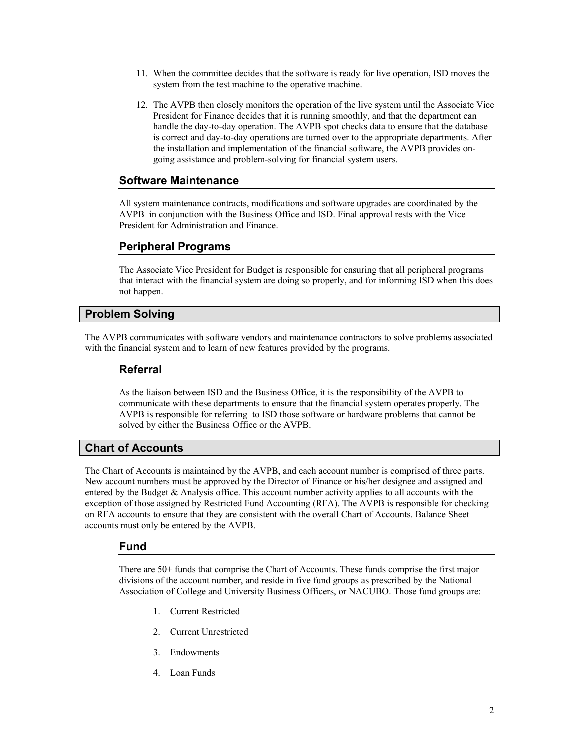11. When the committee decides that the software is ready for live operation, ISD moves the system from the test machine to the operative machine.

12. The AVPB then closely monitors the operation of the live system until the Associate Vice President for Finance decides that it is running smoothly, and that the department can handle the day-to-day operation. The AVPB spot checks data to ensure that the database is correct and day-to-day operations are turned over to the appropriate departments. After the installation and implementation of the financial software, the AVPB provides on-going assistance and problem-solving for financial system users.

### Software Maintenance

All system maintenance contracts, modifications and software upgrades are coordinated by the AVPB in conjunction with the Business Office and ISD. Final approval rests with the Vice President for Administration and Finance.

### Peripheral Programs

The Associate Vice President for Budget is responsible for ensuring that all peripheral programs that interact with the financial system are doing so properly, and for informing ISD when this does not happen.

## Problem Solving

The AVPB communicates with software vendors and maintenance contractors to solve problems associated with the financial system and to learn of new features provided by the programs.

### Referral

As the liaison between ISD and the Business Office, it is the responsibility of the AVPB to communicate with these departments to ensure that the financial system operates properly. The AVPB is responsible for referring to ISD those software or hardware problems that cannot be solved by either the Business Office or the AVPB.

## Chart of Accounts

The Chart of Accounts is maintained by the AVPB, and each account number is comprised of three parts. New account numbers must be approved by the Director of Finance or his/her designee and assigned and entered by the Budget & Analysis office. This account number activity applies to all accounts with the exception of those assigned by Restricted Fund Accounting (RFA). The AVPB is responsible for checking on RFA accounts to ensure that they are consistent with the overall Chart of Accounts. Balance Sheet accounts must only be entered by the AVPB.

### Fund

There are 50+ funds that comprise the Chart of Accounts. These funds comprise the first major divisions of the account number, and reside in five fund groups as prescribed by the National Association of College and University Business Officers, or NACUBO. Those fund groups are:

1. Current Restricted
2. Current Unrestricted
3. Endowments
4. Loan Funds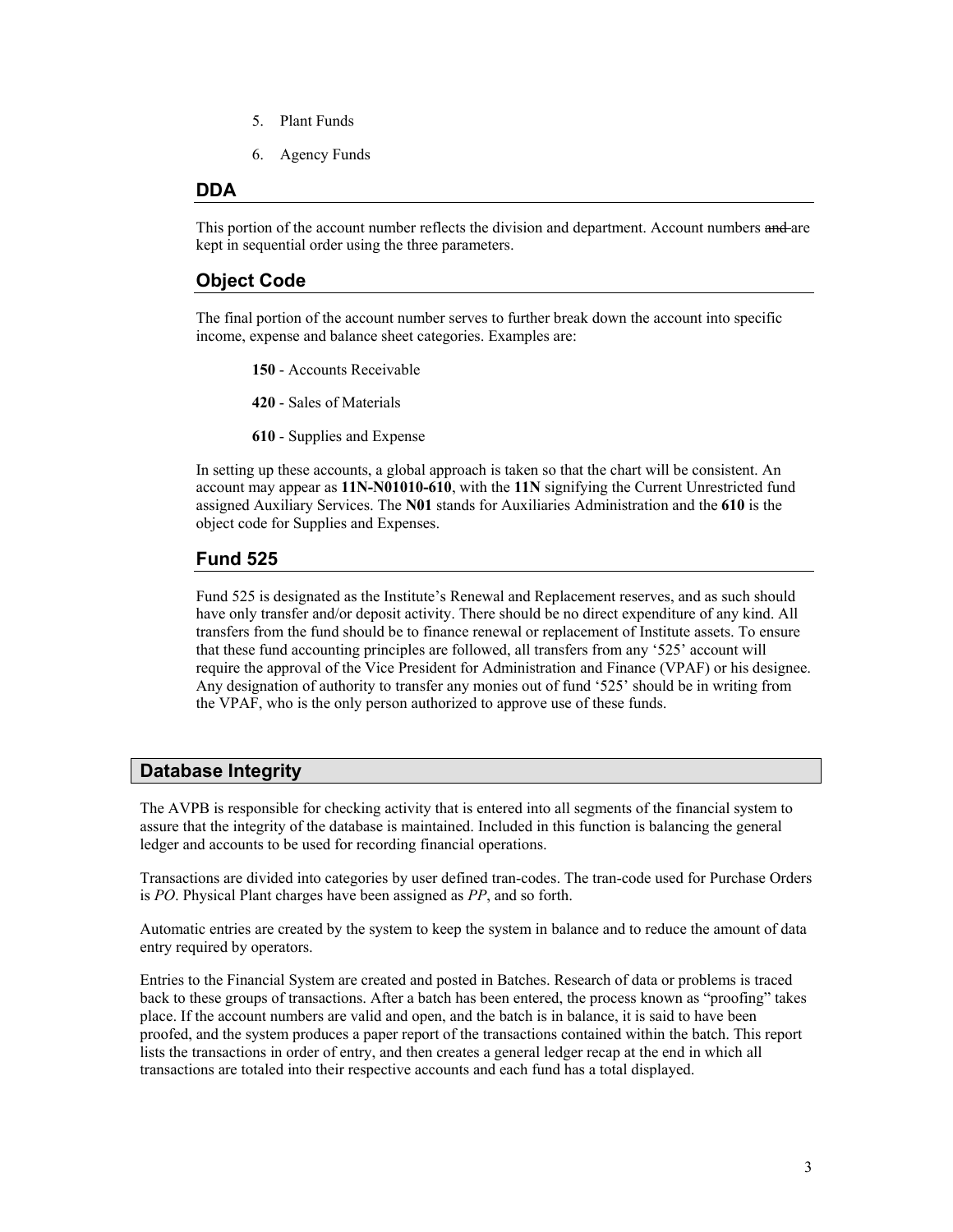5. Plant Funds

6. Agency Funds

## DDA

This portion of the account number reflects the division and department. Account numbers ~~and~~ are kept in sequential order using the three parameters.

## Object Code

The final portion of the account number serves to further break down the account into specific income, expense and balance sheet categories. Examples are:

**150** - Accounts Receivable

**420** - Sales of Materials

**610** - Supplies and Expense

In setting up these accounts, a global approach is taken so that the chart will be consistent. An account may appear as **11N-N01010-610**, with the **11N** signifying the Current Unrestricted fund assigned Auxiliary Services. The **N01** stands for Auxiliaries Administration and the **610** is the object code for Supplies and Expenses.

## Fund 525

Fund 525 is designated as the Institute's Renewal and Replacement reserves, and as such should have only transfer and/or deposit activity. There should be no direct expenditure of any kind. All transfers from the fund should be to finance renewal or replacement of Institute assets. To ensure that these fund accounting principles are followed, all transfers from any '525' account will require the approval of the Vice President for Administration and Finance (VPAF) or his designee. Any designation of authority to transfer any monies out of fund '525' should be in writing from the VPAF, who is the only person authorized to approve use of these funds.

# Database Integrity

The AVPB is responsible for checking activity that is entered into all segments of the financial system to assure that the integrity of the database is maintained. Included in this function is balancing the general ledger and accounts to be used for recording financial operations.

Transactions are divided into categories by user defined tran-codes. The tran-code used for Purchase Orders is *PO*. Physical Plant charges have been assigned as *PP*, and so forth.

Automatic entries are created by the system to keep the system in balance and to reduce the amount of data entry required by operators.

Entries to the Financial System are created and posted in Batches. Research of data or problems is traced back to these groups of transactions. After a batch has been entered, the process known as "proofing" takes place. If the account numbers are valid and open, and the batch is in balance, it is said to have been proofed, and the system produces a paper report of the transactions contained within the batch. This report lists the transactions in order of entry, and then creates a general ledger recap at the end in which all transactions are totaled into their respective accounts and each fund has a total displayed.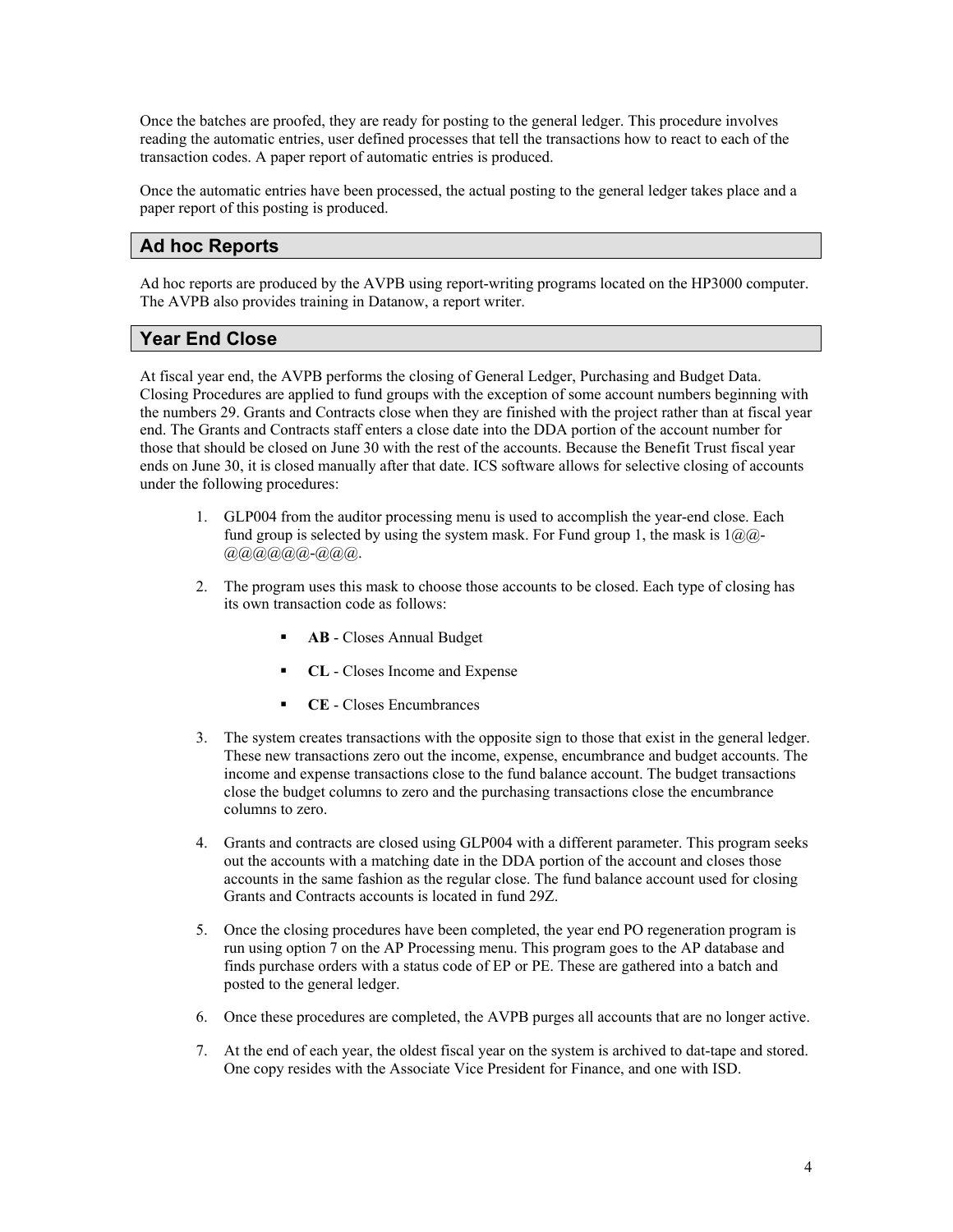Once the batches are proofed, they are ready for posting to the general ledger. This procedure involves reading the automatic entries, user defined processes that tell the transactions how to react to each of the transaction codes. A paper report of automatic entries is produced.

Once the automatic entries have been processed, the actual posting to the general ledger takes place and a paper report of this posting is produced.

## Ad hoc Reports

Ad hoc reports are produced by the AVPB using report-writing programs located on the HP3000 computer. The AVPB also provides training in Datanow, a report writer.

## Year End Close

At fiscal year end, the AVPB performs the closing of General Ledger, Purchasing and Budget Data. Closing Procedures are applied to fund groups with the exception of some account numbers beginning with the numbers 29. Grants and Contracts close when they are finished with the project rather than at fiscal year end. The Grants and Contracts staff enters a close date into the DDA portion of the account number for those that should be closed on June 30 with the rest of the accounts. Because the Benefit Trust fiscal year ends on June 30, it is closed manually after that date. ICS software allows for selective closing of accounts under the following procedures:

1. GLP004 from the auditor processing menu is used to accomplish the year-end close. Each fund group is selected by using the system mask. For Fund group 1, the mask is 1@@-@@@@@@-@@@.

2. The program uses this mask to choose those accounts to be closed. Each type of closing has its own transaction code as follows:

   - **AB** - Closes Annual Budget
   - **CL** - Closes Income and Expense
   - **CE** - Closes Encumbrances

3. The system creates transactions with the opposite sign to those that exist in the general ledger. These new transactions zero out the income, expense, encumbrance and budget accounts. The income and expense transactions close to the fund balance account. The budget transactions close the budget columns to zero and the purchasing transactions close the encumbrance columns to zero.

4. Grants and contracts are closed using GLP004 with a different parameter. This program seeks out the accounts with a matching date in the DDA portion of the account and closes those accounts in the same fashion as the regular close. The fund balance account used for closing Grants and Contracts accounts is located in fund 29Z.

5. Once the closing procedures have been completed, the year end PO regeneration program is run using option 7 on the AP Processing menu. This program goes to the AP database and finds purchase orders with a status code of EP or PE. These are gathered into a batch and posted to the general ledger.

6. Once these procedures are completed, the AVPB purges all accounts that are no longer active.

7. At the end of each year, the oldest fiscal year on the system is archived to dat-tape and stored. One copy resides with the Associate Vice President for Finance, and one with ISD.